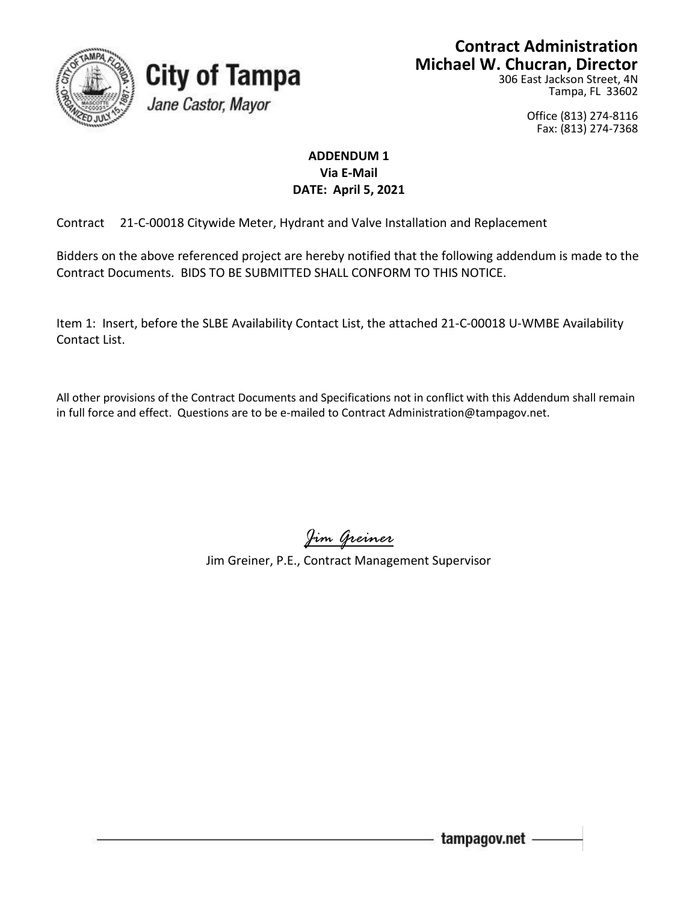**City of Tampa**
*Jane Castor, Mayor*

**Contract Administration**
**Michael W. Chucran, Director**
306 East Jackson Street, 4N
Tampa, FL 33602

Office (813) 274-8116
Fax: (813) 274-7368

**ADDENDUM 1**
**Via E-Mail**
**DATE: April 5, 2021**

Contract 21-C-00018 Citywide Meter, Hydrant and Valve Installation and Replacement

Bidders on the above referenced project are hereby notified that the following addendum is made to the Contract Documents. BIDS TO BE SUBMITTED SHALL CONFORM TO THIS NOTICE.

Item 1: Insert, before the SLBE Availability Contact List, the attached 21-C-00018 U-WMBE Availability Contact List.

All other provisions of the Contract Documents and Specifications not in conflict with this Addendum shall remain in full force and effect. Questions are to be e-mailed to Contract Administration@tampagov.net.

*Jim Greiner*

Jim Greiner, P.E., Contract Management Supervisor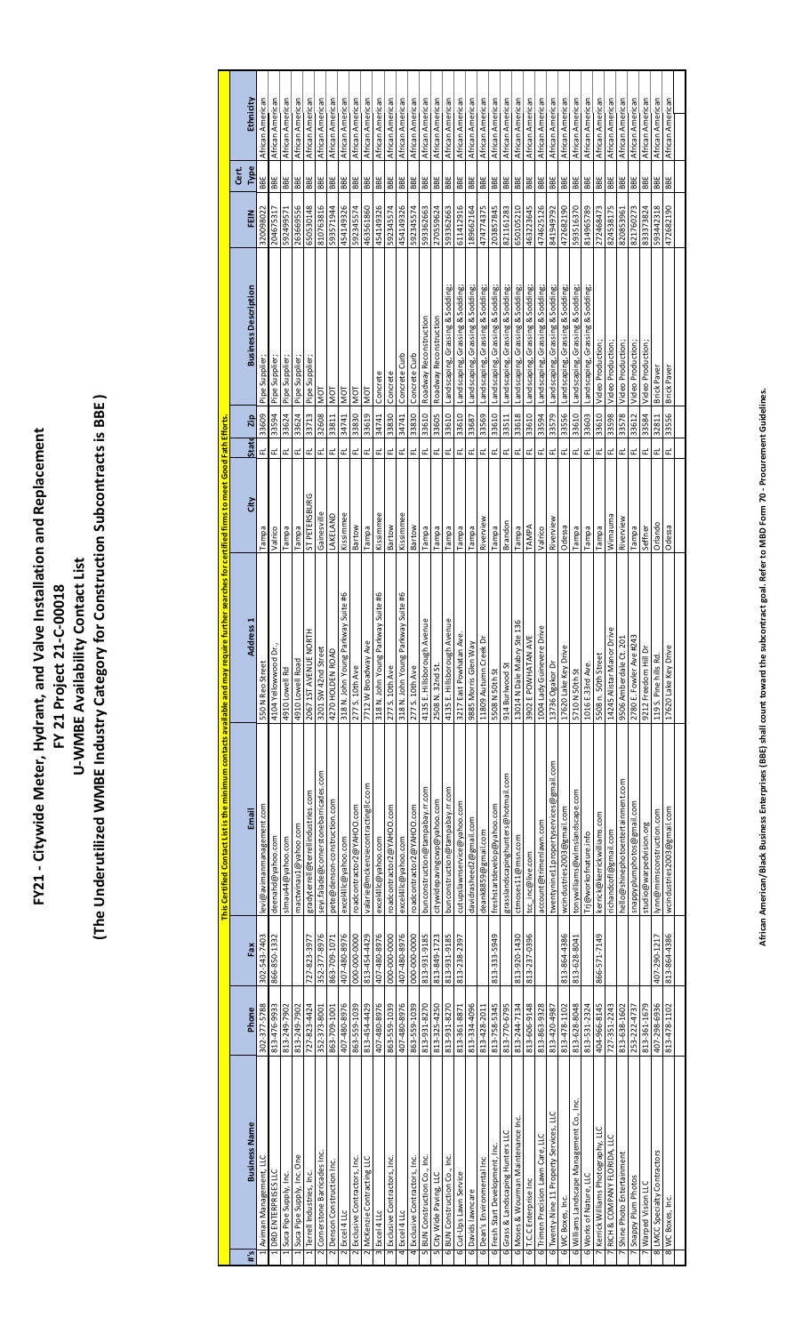# FY21 - Citywide Meter, Hydrant, and Valve Installation and Replacement

## FY 21 Project 21-C-00018

## U-WMBE Availability Contact List

## (The Underutilized WMBE Industry Category for Construction Subcontracts is BBE )

This Certified Contact List is the minimum contacts available and may require further searches for certified firms to meet Good Faith Efforts.

| #'s | Business Name | Phone | Fax | Email | Address 1 | City | State | Zip | Business Description | FEIN | Cert. Type | Ethnicity |
|---|---|---|---|---|---|---|---|---|---|---|---|---|
| 1 | Avman Management, LLC | 302-377-5788 | 302-543-7403 | levi@avmanmanagement.com | 550 N Reo Street | Tampa | FL | 33609 | Pipe Supplier; | 320098022 | BBE | African American |
| 1 | DRD ENTERPRISES LLC | 813-476-9933 | 866-850-1332 | deenahd@yahoo.com | 4104 Fellowwood Dr., | Valrico | FL | 33594 | Pipe Supplier; | 204675317 | BBE | African American |
| 1 | Suca Pipe Supply, Inc. | 813-249-7902 | | slmau44@yahoo.com | 4910 Lowell Rd | Tampa | FL | 33624 | Pipe Supplier; | 592499571 | BBE | African American |
| 1 | Suca Pipe Supply, Inc.-One | 813-249-7902 | | mactwinsaul@yahoo.com | 4910 Lowell Road | Tampa | FL | 33624 | Pipe Supplier; | 263669556 | BBE | African American |
| 1 | Terrell Industries, Inc. | 727-823-4424 | 727-823-3977 | gradyterrell@terrellindustries.com | 2067 1ST AVENUE NORTH | ST PETERSBURG | FL | 33713 | Pipe Supplier; | 650530148 | BBE | African American |
| 2 | Cornerstone Barricades Inc. | 352-373-8001 | 352-377-8976 | sevi.falade@cornerstonebarricades.com | 3201 SW 42nd Street | Gainesville | FL | 32608 | MOT | 810763816 | BBE | African American |
| 2 | Denson Construction Inc. | 863-709-1001 | 863-709-1071 | pete@denson-construction.com | 4270 HOLDEN ROAD | LAKELAND | FL | 33811 | MOT | 593571944 | BBE | African American |
| 2 | Excel 4 LLC | 407-480-8976 | 407-480-8976 | excel4llc@yahoo.com | 318 N. John Young Parkway Suite #6 | Kissimmee | FL | 34741 | MOT | 454149326 | BBE | African American |
| 2 | Exclusive Contractors, Inc. | 863-559-1039 | 000-000-0000 | roadcontractor2@YAHOO.com | 277 S. 10th Ave | Bartow | FL | 33830 | MOT | 592345574 | BBE | African American |
| 2 | McKenzie Contracting LLC | 813-454-4429 | 813-454-4429 | valarie@mckenziecontractingllc.com | 7712 W Broadway Ave | Tampa | FL | 33619 | MOT | 463561860 | BBE | African American |
| 3 | Excel 4 LLc | 407-480-8976 | 407-480-8976 | excel4llc@yahoo.com | 318 N. John Young Parkway Suite #6 | Kissimmee | FL | 34741 | Concrete | 454149326 | BBE | African American |
| 3 | Exclusive Contractors, Inc. | 863-559-1039 | 000-000-0000 | roadcontractor2@YAHOO.com | 277 S. 10th Ave | Bartow | FL | 33830 | Concrete | 592345574 | BBE | African American |
| 4 | Excel 4 LLc | 407-480-8976 | 407-480-8976 | excel4llc@yahoo.com | 318 N. John Young Parkway Suite #6 | Kissimmee | FL | 34741 | Concrete Curb | 454149326 | BBE | African American |
| 4 | Exclusive Contractors, Inc. | 863-559-1039 | 000-000-0000 | roadcontractor2@YAHOO.com | 277 S. 10th Ave | Bartow | FL | 33830 | Concrete Curb | 592345574 | BBE | African American |
| 5 | BUN Construction Co., Inc. | 813-931-8270 | 813-931-9185 | bunconstruction@tampabay.rr.com | 4135 E. Hillsborough Avenue | Tampa | FL | 33610 | Roadway Reconstruction | 593362663 | BBE | African American |
| 5 | City Wide Paving, LLC | 813-325-4250 | 813-849-1723 | citywidepavingcwp@yahoo.com | 2508 N. 32nd St. | Tampa | FL | 33605 | Roadway Reconstruction | 270559624 | BBE | African American |
| 6 | BUN Construction Co., Inc. | 813-931-8270 | 813-931-9185 | bunconstruction@tampabay.rr.com | 4135 E Hillsborough Avenue | Tampa | FL | 33610 | Landscaping, Grassing & Sodding; | 593362663 | BBE | African American |
| 6 | Cut Ups Lawn Service | 813-361-8871 | 813-238-2397 | cutupslawnservice@yahoo.com | 3217 East Powhatan Ave. | Tampa | FL | 33610 | Landscaping, Grassing & Sodding; | 611412916 | BBE | African American |
| 6 | Davids Lawncare | 813-334-4096 | | davidrasheed2@gmail.com | 9885 Morris Glen Way | Tampa | FL | 33637 | Landscaping, Grassing & Sodding; | 189662164 | BBE | African American |
| 6 | Dean's Environmental Inc | 813-428-2011 | | deans8859@gmail.com | 11809 Autumn Creek Dr | Riverview | FL | 33569 | Landscaping, Grassing & Sodding; | 474774375 | BBE | African American |
| 6 | Fresh Start Development, Inc. | 813-758-5345 | 813-333-5949 | freshstartdevelop@yahoo.com | 5508 N 50th St | Tampa | FL | 33610 | Landscaping, Grassing & Sodding; | 203857845 | BBE | African American |
| 6 | Grass & Landscaping Hunters LLC | 813-770-6795 | | grasslandscapinghunters@hotmail.com | 914 Burlwood St | Brandon | FL | 33511 | Landscaping, Grassing & Sodding; | 821161283 | BBE | African American |
| 6 | Moses & Wourman Maintenance Inc. | 813-244-7134 | 813-920-1430 | ctmoses11@msn.com | 13014 N Dale Mabry Ste 136 | Tampa | FL | 33618 | Landscaping, Grassing & Sodding; | 650105210 | BBE | African American |
| 6 | T.C.C Enterprise Inc | 813-606-9148 | 813-237-0396 | tcc_inc@live.com | 3902 E POWHATAN AVE | TAMPA | FL | 33610 | Landscaping, Grassing & Sodding; | 463223645 | BBE | African American |
| 6 | Trimen Precision Lawn Care, LLC | 813-863-9328 | | account@trimenlawn.com | 1004 Lady Guinevere Drive | Valrico | FL | 33594 | Landscaping, Grassing & Sodding; | 474625126 | BBE | African American |
| 6 | Twenty-Nine 11 Property Services, LLC | 813-420-4987 | | twentynine11propertyservices@gmail.com | 13736 Ogakor Dr | Riverview | FL | 33579 | Landscaping, Grassing & Sodding; | 841949792 | BBE | African American |
| 6 | WC Boxes, Inc. | 813-478-1102 | 813-864-4386 | wcindustries2003@gmail.com | 17620 Lake Key Drive | Odessa | FL | 33556 | Landscaping, Grassing & Sodding; | 472682190 | BBE | African American |
| 6 | Williams Landscape Management Co., Inc. | 813-628-8048 | 813-628-8041 | tonywilliams@wlmslandscape.com | 5710 N 50th St | Tampa | FL | 33610 | Landscaping, Grassing & Sodding; | 593516370 | BBE | African American |
| 6 | Works of Nature, LLC | 813-531-2324 | | Tr@worksofnature.info | 1016 E 33rd Ave | Tampa | FL | 33603 | Landscaping, Grassing & Sodding; | 814965789 | BBE | African American |
| 7 | Kerrick Williams Photography, LLC | 404-966-8145 | 866-571-7149 | kerrick@kerrickwilliams.com | 5508 N. 50th Street | Tampa | FL | 33610 | Video Production; | 272468473 | BBE | African American |
| 7 | RICH & COMPANY FLORIDA, LLC | 727-351-2243 | | richandcoff@gmail.com | 14245 Allstar Manor Drive | Wimauma | FL | 33598 | Video Production; | 824938125 | BBE | African American |
| 7 | Shinee Photo Entertainment | 813-538-1602 | | hello@shineephotoentertainment.com | 9506 Amberdale Ct #211 | Riverview | FL | 33578 | Video Production; | 820853981 | BBE | African American |
| 7 | Snappy Plum Photos | 253-222-4737 | | snappyplumphotos@gmail.com | 2780 E. Fowler Ave #243 | Tampa | FL | 33612 | Video Production; | 821760273 | BBE | African American |
| 7 | Warped Vision LLC | 813-361-1679 | | studio@warpedvision.org | 9212 Freedom Hill Dr | Seffner | FL | 33584 | Video Production; | 833373824 | BBE | African American |
| 8 | MCC Specialty Contractors | 407-298-6936 | 407-290-1217 | lynn@mmsconstruction.com | 119 S. Pine hills Rd. | Orlando | FL | 32811 | Brick Paver | 593442318 | BBE | African American |
| 8 | WC Boxes, Inc. | 813-478-1102 | 813-864-4386 | wcindustries2003@gmail.com | 17620 Lake Key Drive | Odessa | FL | 33556 | Brick Paver | 472682190 | BBE | African American |

**African American/Black Business Enterprises (BBE) shall count toward the subcontract goal. Refer to MBD Form 70 - Procurement Guidelines.**